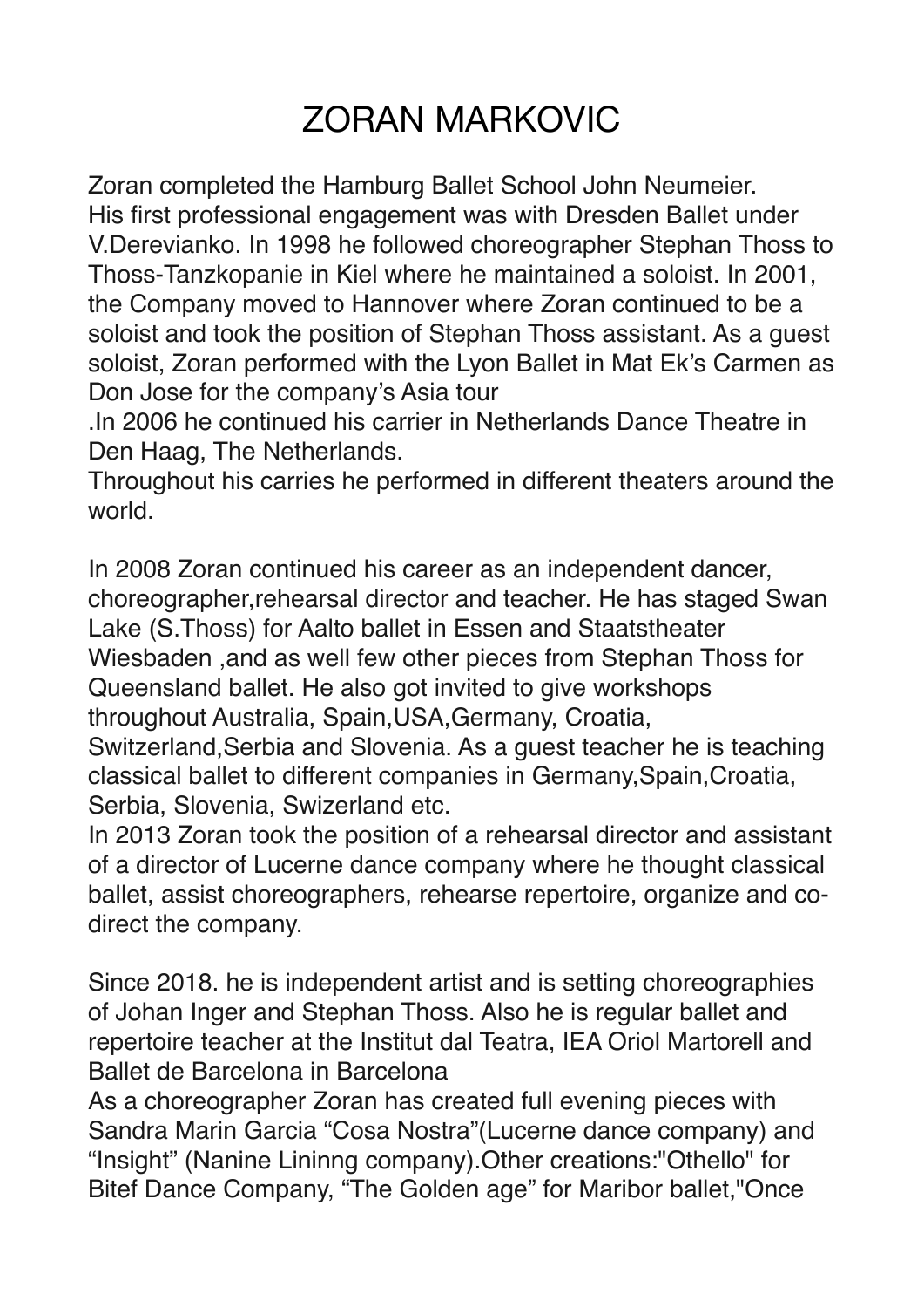# ZORAN MARKOVIC

Zoran completed the Hamburg Ballet School John Neumeier.
His first professional engagement was with Dresden Ballet under V.Derevianko. In 1998 he followed choreographer Stephan Thoss to Thoss-Tanzkopanie in Kiel where he maintained a soloist. In 2001, the Company moved to Hannover where Zoran continued to be a soloist and took the position of Stephan Thoss assistant. As a guest soloist, Zoran performed with the Lyon Ballet in Mat Ek's Carmen as Don Jose for the company's Asia tour
.In 2006 he continued his carrier in Netherlands Dance Theatre in Den Haag, The Netherlands.
Throughout his carries he performed in different theaters around the world.

In 2008 Zoran continued his career as an independent dancer, choreographer,rehearsal director and teacher. He has staged Swan Lake (S.Thoss) for Aalto ballet in Essen and Staatstheater Wiesbaden ,and as well few other pieces from Stephan Thoss for Queensland ballet. He also got invited to give workshops throughout Australia, Spain,USA,Germany, Croatia, Switzerland,Serbia and Slovenia. As a guest teacher he is teaching classical ballet to different companies in Germany,Spain,Croatia, Serbia, Slovenia, Swizerland etc.
In 2013 Zoran took the position of a rehearsal director and assistant of a director of Lucerne dance company where he thought classical ballet, assist choreographers, rehearse repertoire, organize and co-direct the company.

Since 2018. he is independent artist and is setting choreographies of Johan Inger and Stephan Thoss. Also he is regular ballet and repertoire teacher at the Institut dal Teatra, IEA Oriol Martorell and Ballet de Barcelona in Barcelona
As a choreographer Zoran has created full evening pieces with Sandra Marin Garcia "Cosa Nostra"(Lucerne dance company) and "Insight" (Nanine Lininng company).Other creations:"Othello" for Bitef Dance Company, "The Golden age" for Maribor ballet,"Once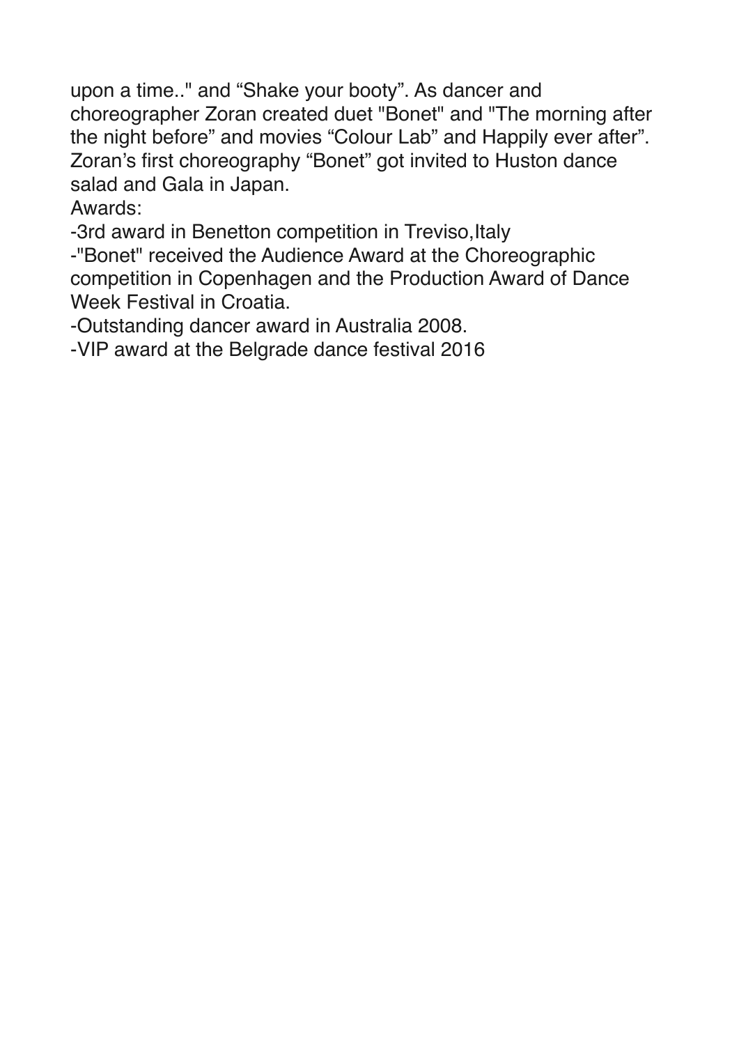upon a time.." and “Shake your booty”. As dancer and choreographer Zoran created duet "Bonet" and "The morning after the night before” and movies “Colour Lab” and Happily ever after”. Zoran’s first choreography “Bonet” got invited to Huston dance salad and Gala in Japan.

Awards:

- 3rd award in Benetton competition in Treviso,Italy
- "Bonet" received the Audience Award at the Choreographic competition in Copenhagen and the Production Award of Dance Week Festival in Croatia.
- Outstanding dancer award in Australia 2008.
- VIP award at the Belgrade dance festival 2016